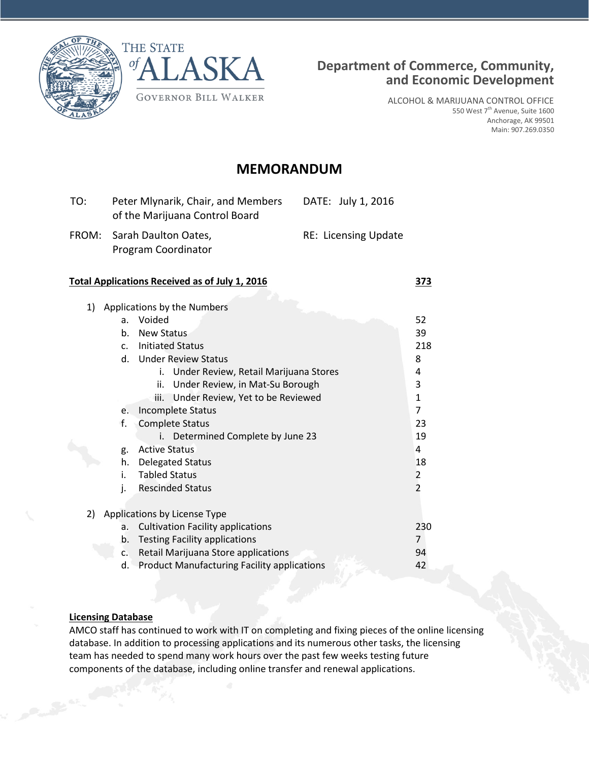THE STATE of ALASKA

GOVERNOR BILL WALKER

**Department of Commerce, Community, and Economic Development**

ALCOHOL & MARIJUANA CONTROL OFFICE
550 West 7th Avenue, Suite 1600
Anchorage, AK 99501
Main: 907.269.0350

# MEMORANDUM

TO: Peter Mlynarik, Chair, and Members of the Marijuana Control Board

DATE: July 1, 2016

FROM: Sarah Daulton Oates, Program Coordinator

RE: Licensing Update

**Total Applications Received as of July 1, 2016** — **373**

1) Applications by the Numbers

| | |
|---|---|
| a. Voided | 52 |
| b. New Status | 39 |
| c. Initiated Status | 218 |
| d. Under Review Status | 8 |
| i. Under Review, Retail Marijuana Stores | 4 |
| ii. Under Review, in Mat-Su Borough | 3 |
| iii. Under Review, Yet to be Reviewed | 1 |
| e. Incomplete Status | 7 |
| f. Complete Status | 23 |
| i. Determined Complete by June 23 | 19 |
| g. Active Status | 4 |
| h. Delegated Status | 18 |
| i. Tabled Status | 2 |
| j. Rescinded Status | 2 |

2) Applications by License Type

| | |
|---|---|
| a. Cultivation Facility applications | 230 |
| b. Testing Facility applications | 7 |
| c. Retail Marijuana Store applications | 94 |
| d. Product Manufacturing Facility applications | 42 |

**Licensing Database**

AMCO staff has continued to work with IT on completing and fixing pieces of the online licensing database. In addition to processing applications and its numerous other tasks, the licensing team has needed to spend many work hours over the past few weeks testing future components of the database, including online transfer and renewal applications.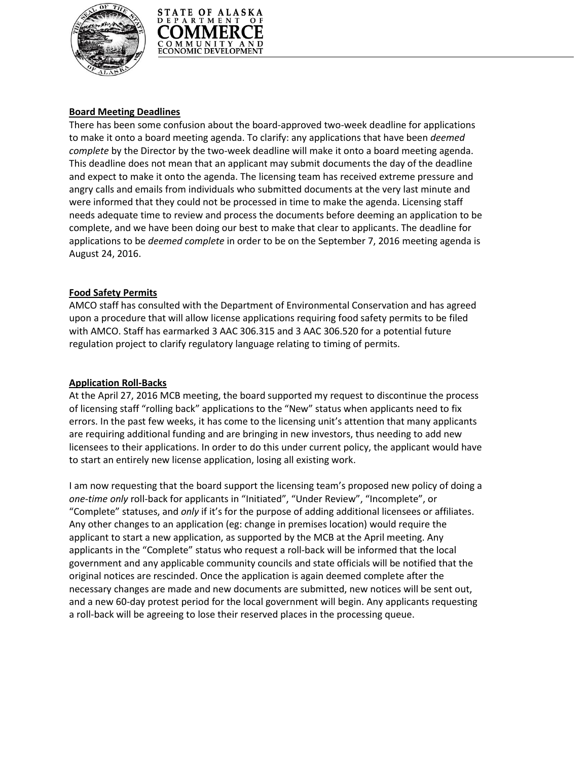**Board Meeting Deadlines**

There has been some confusion about the board-approved two-week deadline for applications to make it onto a board meeting agenda. To clarify: any applications that have been *deemed complete* by the Director by the two-week deadline will make it onto a board meeting agenda. This deadline does not mean that an applicant may submit documents the day of the deadline and expect to make it onto the agenda. The licensing team has received extreme pressure and angry calls and emails from individuals who submitted documents at the very last minute and were informed that they could not be processed in time to make the agenda. Licensing staff needs adequate time to review and process the documents before deeming an application to be complete, and we have been doing our best to make that clear to applicants. The deadline for applications to be *deemed complete* in order to be on the September 7, 2016 meeting agenda is August 24, 2016.

**Food Safety Permits**

AMCO staff has consulted with the Department of Environmental Conservation and has agreed upon a procedure that will allow license applications requiring food safety permits to be filed with AMCO. Staff has earmarked 3 AAC 306.315 and 3 AAC 306.520 for a potential future regulation project to clarify regulatory language relating to timing of permits.

**Application Roll-Backs**

At the April 27, 2016 MCB meeting, the board supported my request to discontinue the process of licensing staff "rolling back" applications to the "New" status when applicants need to fix errors. In the past few weeks, it has come to the licensing unit's attention that many applicants are requiring additional funding and are bringing in new investors, thus needing to add new licensees to their applications. In order to do this under current policy, the applicant would have to start an entirely new license application, losing all existing work.

I am now requesting that the board support the licensing team's proposed new policy of doing a *one-time only* roll-back for applicants in "Initiated", "Under Review", "Incomplete", or "Complete" statuses, and *only* if it's for the purpose of adding additional licensees or affiliates. Any other changes to an application (eg: change in premises location) would require the applicant to start a new application, as supported by the MCB at the April meeting. Any applicants in the "Complete" status who request a roll-back will be informed that the local government and any applicable community councils and state officials will be notified that the original notices are rescinded. Once the application is again deemed complete after the necessary changes are made and new documents are submitted, new notices will be sent out, and a new 60-day protest period for the local government will begin. Any applicants requesting a roll-back will be agreeing to lose their reserved places in the processing queue.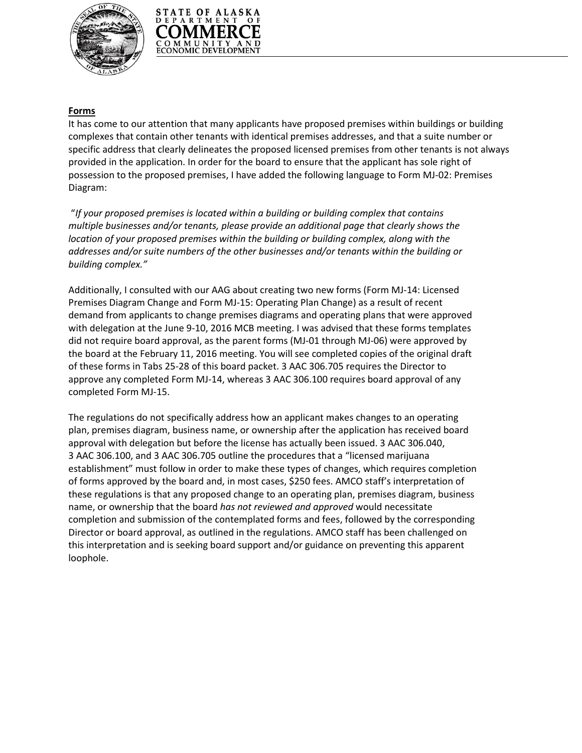**Forms**

It has come to our attention that many applicants have proposed premises within buildings or building complexes that contain other tenants with identical premises addresses, and that a suite number or specific address that clearly delineates the proposed licensed premises from other tenants is not always provided in the application. In order for the board to ensure that the applicant has sole right of possession to the proposed premises, I have added the following language to Form MJ-02: Premises Diagram:

"*If your proposed premises is located within a building or building complex that contains multiple businesses and/or tenants, please provide an additional page that clearly shows the location of your proposed premises within the building or building complex, along with the addresses and/or suite numbers of the other businesses and/or tenants within the building or building complex."*

Additionally, I consulted with our AAG about creating two new forms (Form MJ-14: Licensed Premises Diagram Change and Form MJ-15: Operating Plan Change) as a result of recent demand from applicants to change premises diagrams and operating plans that were approved with delegation at the June 9-10, 2016 MCB meeting. I was advised that these forms templates did not require board approval, as the parent forms (MJ-01 through MJ-06) were approved by the board at the February 11, 2016 meeting. You will see completed copies of the original draft of these forms in Tabs 25-28 of this board packet. 3 AAC 306.705 requires the Director to approve any completed Form MJ-14, whereas 3 AAC 306.100 requires board approval of any completed Form MJ-15.

The regulations do not specifically address how an applicant makes changes to an operating plan, premises diagram, business name, or ownership after the application has received board approval with delegation but before the license has actually been issued. 3 AAC 306.040, 3 AAC 306.100, and 3 AAC 306.705 outline the procedures that a "licensed marijuana establishment" must follow in order to make these types of changes, which requires completion of forms approved by the board and, in most cases, $250 fees. AMCO staff's interpretation of these regulations is that any proposed change to an operating plan, premises diagram, business name, or ownership that the board *has not reviewed and approved* would necessitate completion and submission of the contemplated forms and fees, followed by the corresponding Director or board approval, as outlined in the regulations. AMCO staff has been challenged on this interpretation and is seeking board support and/or guidance on preventing this apparent loophole.